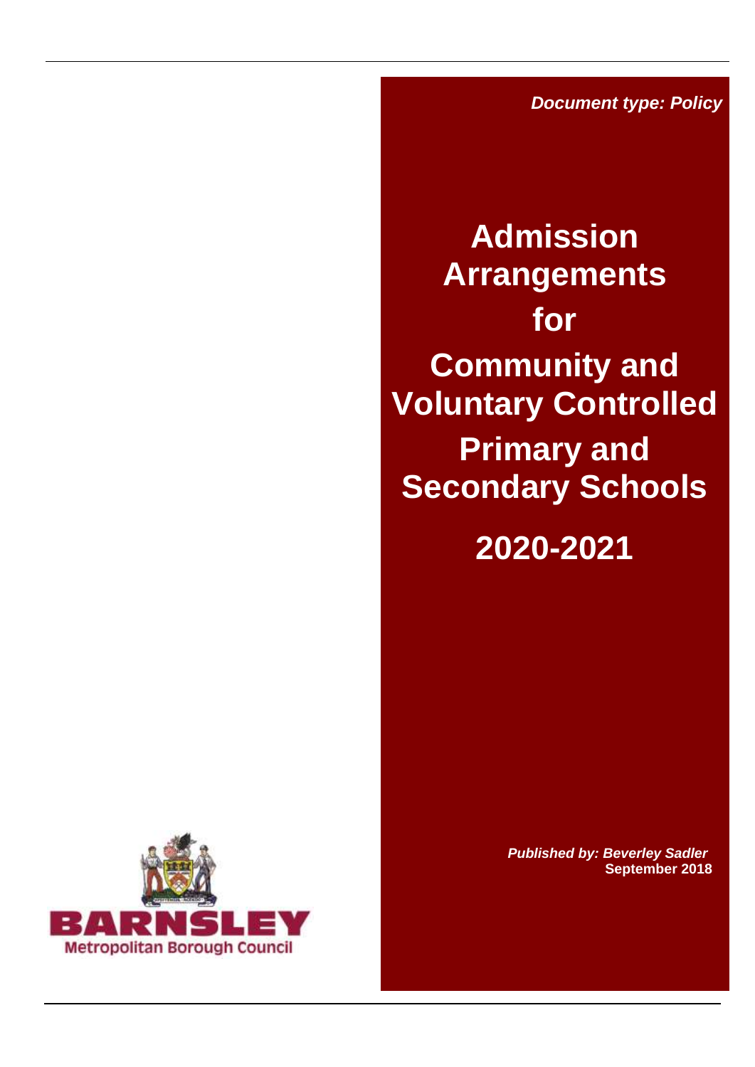***Document type: Policy***

# Admission Arrangements for Community and Voluntary Controlled Primary and Secondary Schools

# 2020-2021

***Published by: Beverley Sadler***
**September 2018**

BARNSLEY
Metropolitan Borough Council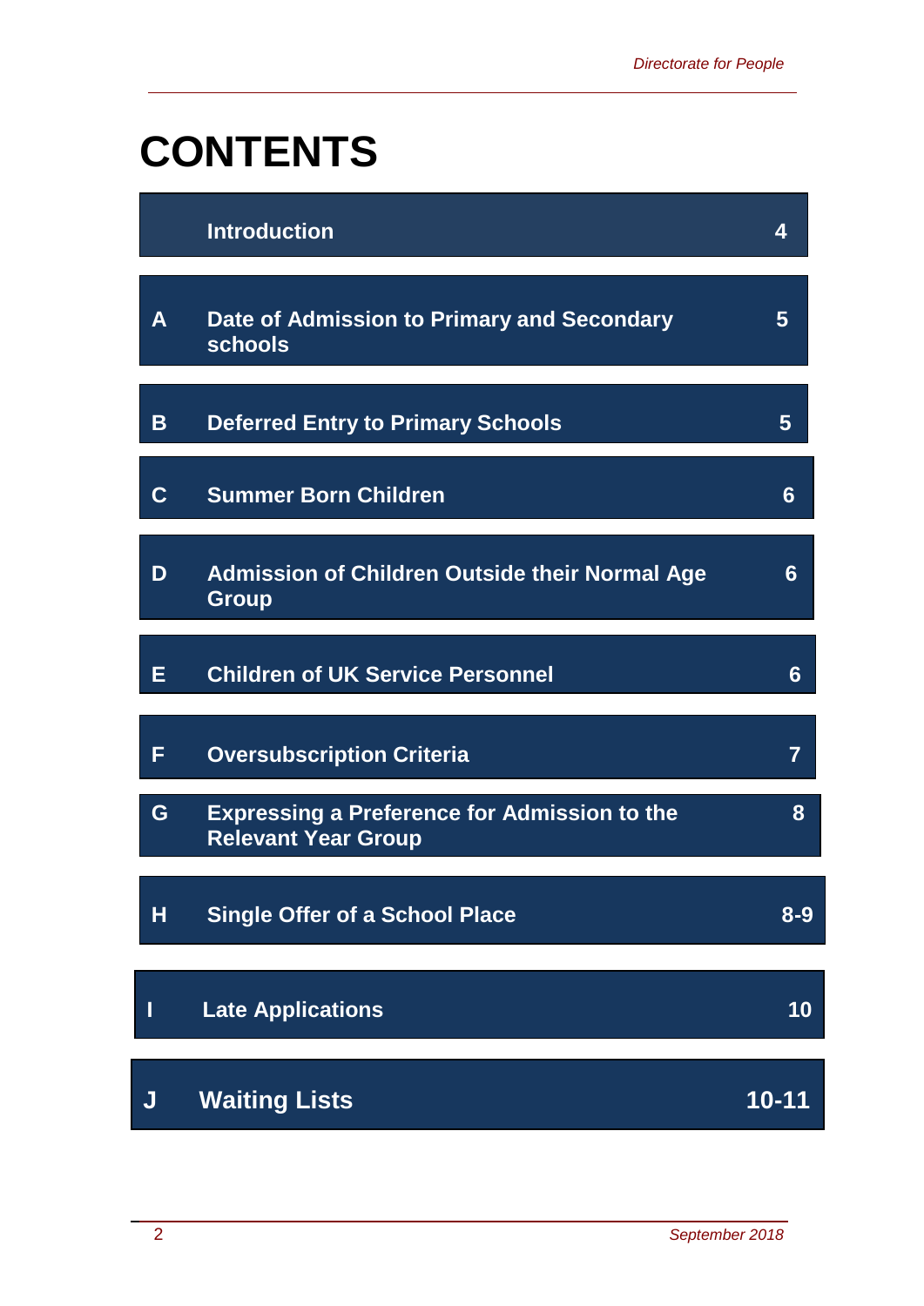# CONTENTS

| | | |
|---|---|---|
| | **Introduction** | **4** |
| **A** | **Date of Admission to Primary and Secondary schools** | **5** |
| **B** | **Deferred Entry to Primary Schools** | **5** |
| **C** | **Summer Born Children** | **6** |
| **D** | **Admission of Children Outside their Normal Age Group** | **6** |
| **E** | **Children of UK Service Personnel** | **6** |
| **F** | **Oversubscription Criteria** | **7** |
| **G** | **Expressing a Preference for Admission to the Relevant Year Group** | **8** |
| **H** | **Single Offer of a School Place** | **8-9** |
| **I** | **Late Applications** | **10** |
| **J** | **Waiting Lists** | **10-11** |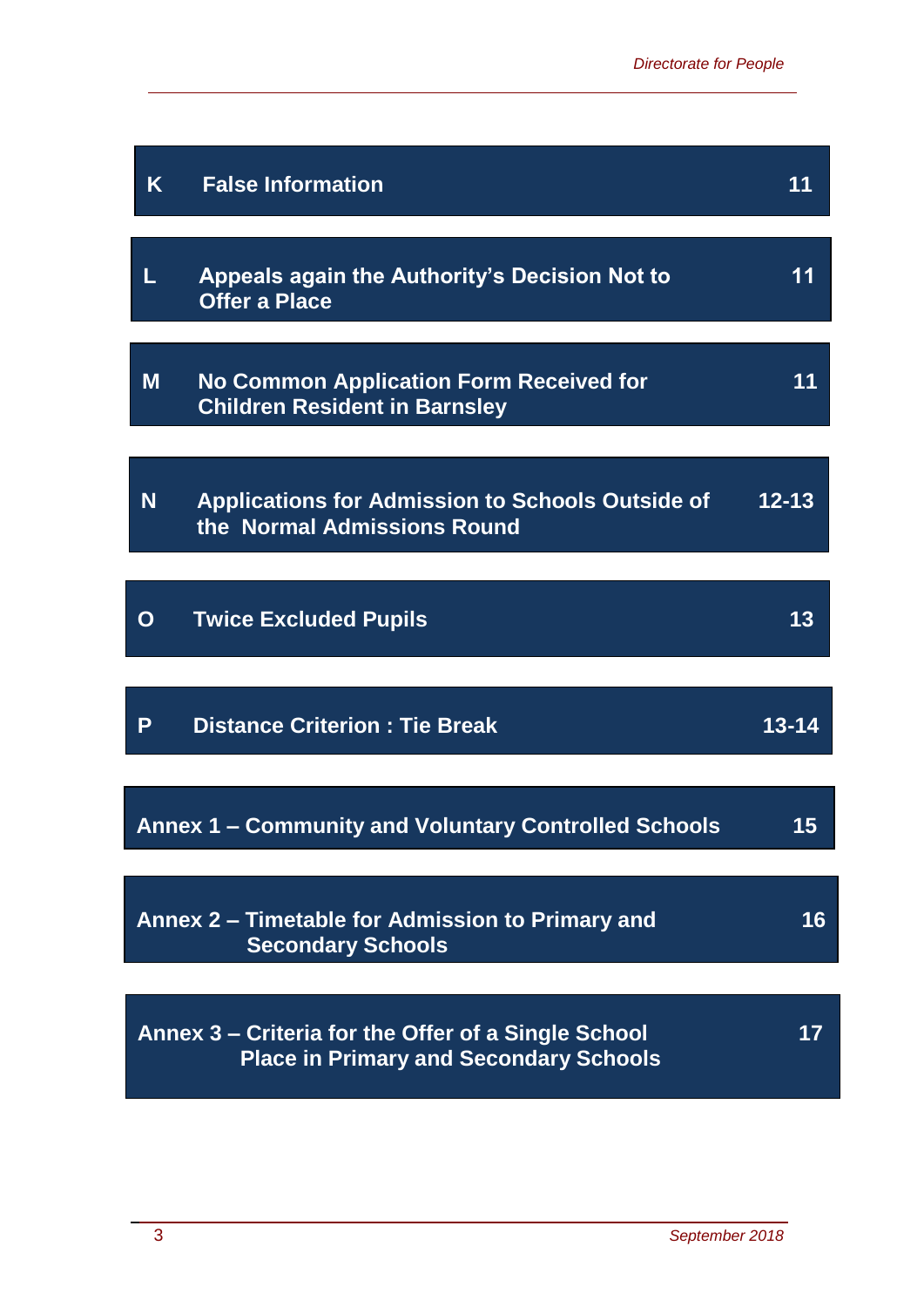| | | |
|---|---|---|
| **K** | **False Information** | **11** |
| **L** | **Appeals again the Authority's Decision Not to Offer a Place** | **11** |
| **M** | **No Common Application Form Received for Children Resident in Barnsley** | **11** |
| **N** | **Applications for Admission to Schools Outside of the Normal Admissions Round** | **12-13** |
| **O** | **Twice Excluded Pupils** | **13** |
| **P** | **Distance Criterion : Tie Break** | **13-14** |
| **Annex 1 – Community and Voluntary Controlled Schools** | | **15** |
| **Annex 2 – Timetable for Admission to Primary and Secondary Schools** | | **16** |
| **Annex 3 – Criteria for the Offer of a Single School Place in Primary and Secondary Schools** | | **17** |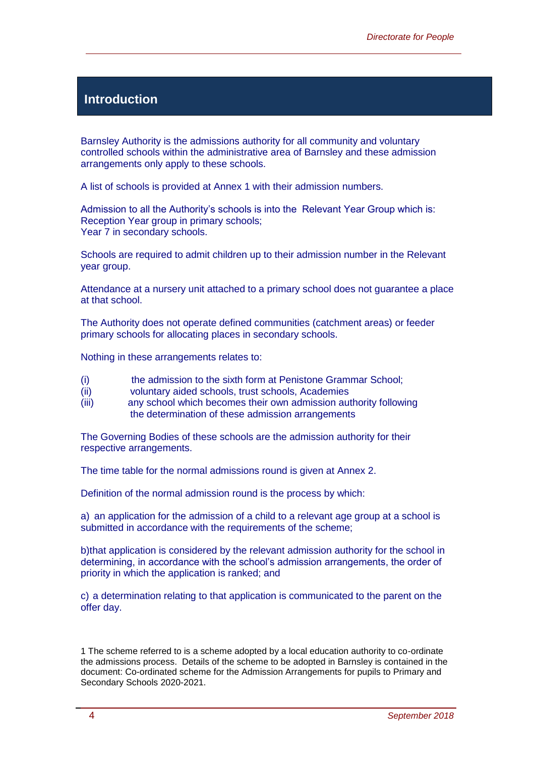## Introduction

Barnsley Authority is the admissions authority for all community and voluntary controlled schools within the administrative area of Barnsley and these admission arrangements only apply to these schools.

A list of schools is provided at Annex 1 with their admission numbers.

Admission to all the Authority's schools is into the Relevant Year Group which is:
Reception Year group in primary schools;
Year 7 in secondary schools.

Schools are required to admit children up to their admission number in the Relevant year group.

Attendance at a nursery unit attached to a primary school does not guarantee a place at that school.

The Authority does not operate defined communities (catchment areas) or feeder primary schools for allocating places in secondary schools.

Nothing in these arrangements relates to:

(i) the admission to the sixth form at Penistone Grammar School;
(ii) voluntary aided schools, trust schools, Academies
(iii) any school which becomes their own admission authority following the determination of these admission arrangements

The Governing Bodies of these schools are the admission authority for their respective arrangements.

The time table for the normal admissions round is given at Annex 2.

Definition of the normal admission round is the process by which:

a) an application for the admission of a child to a relevant age group at a school is submitted in accordance with the requirements of the scheme;

b)that application is considered by the relevant admission authority for the school in determining, in accordance with the school's admission arrangements, the order of priority in which the application is ranked; and

c) a determination relating to that application is communicated to the parent on the offer day.

1 The scheme referred to is a scheme adopted by a local education authority to co-ordinate the admissions process. Details of the scheme to be adopted in Barnsley is contained in the document: Co-ordinated scheme for the Admission Arrangements for pupils to Primary and Secondary Schools 2020-2021.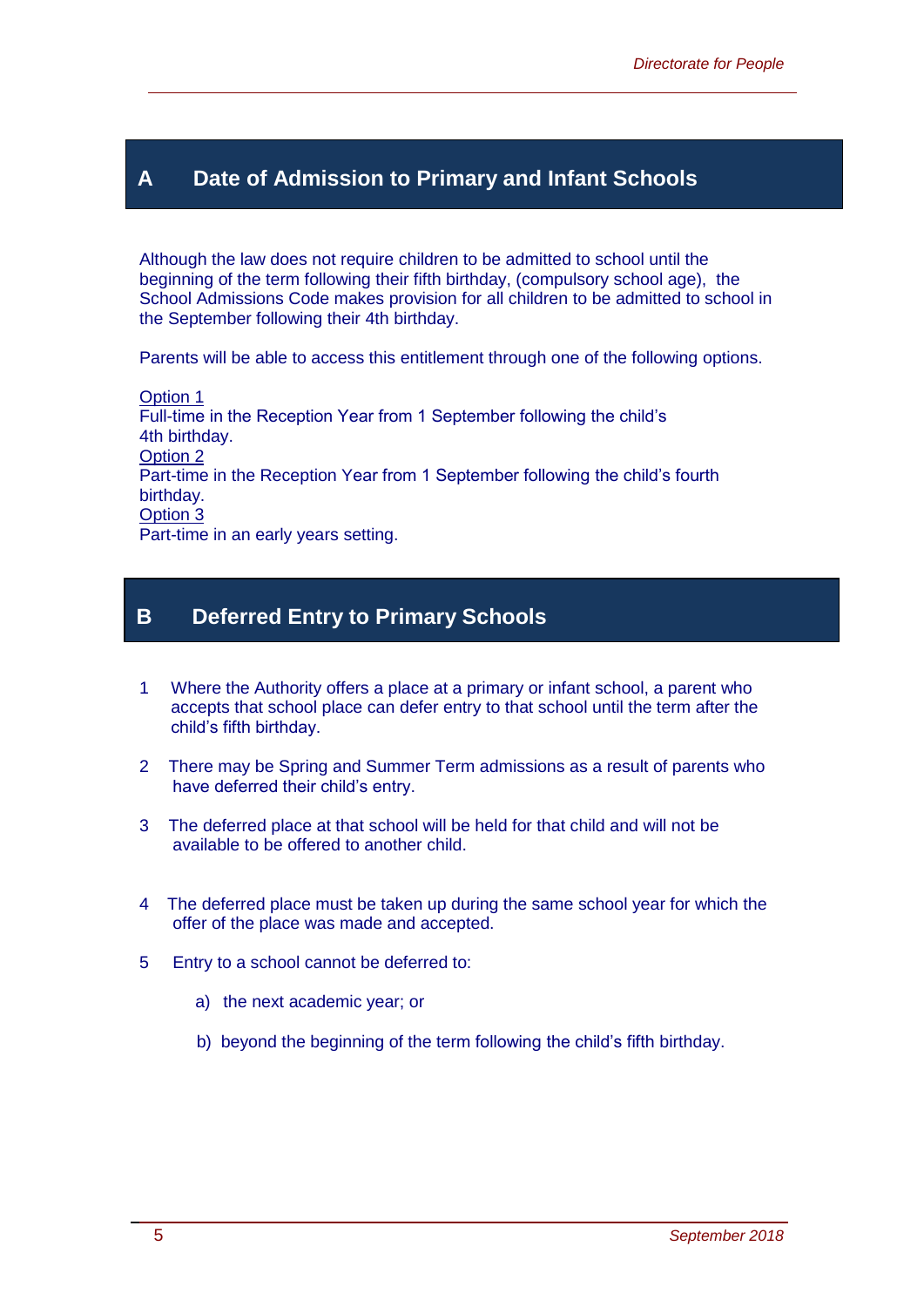## A Date of Admission to Primary and Infant Schools

Although the law does not require children to be admitted to school until the beginning of the term following their fifth birthday, (compulsory school age), the School Admissions Code makes provision for all children to be admitted to school in the September following their 4th birthday.

Parents will be able to access this entitlement through one of the following options.

Option 1
Full-time in the Reception Year from 1 September following the child's 4th birthday.
Option 2
Part-time in the Reception Year from 1 September following the child's fourth birthday.
Option 3
Part-time in an early years setting.

## B Deferred Entry to Primary Schools

1 Where the Authority offers a place at a primary or infant school, a parent who accepts that school place can defer entry to that school until the term after the child's fifth birthday.

2 There may be Spring and Summer Term admissions as a result of parents who have deferred their child's entry.

3 The deferred place at that school will be held for that child and will not be available to be offered to another child.

4 The deferred place must be taken up during the same school year for which the offer of the place was made and accepted.

5 Entry to a school cannot be deferred to:

   a) the next academic year; or

   b) beyond the beginning of the term following the child's fifth birthday.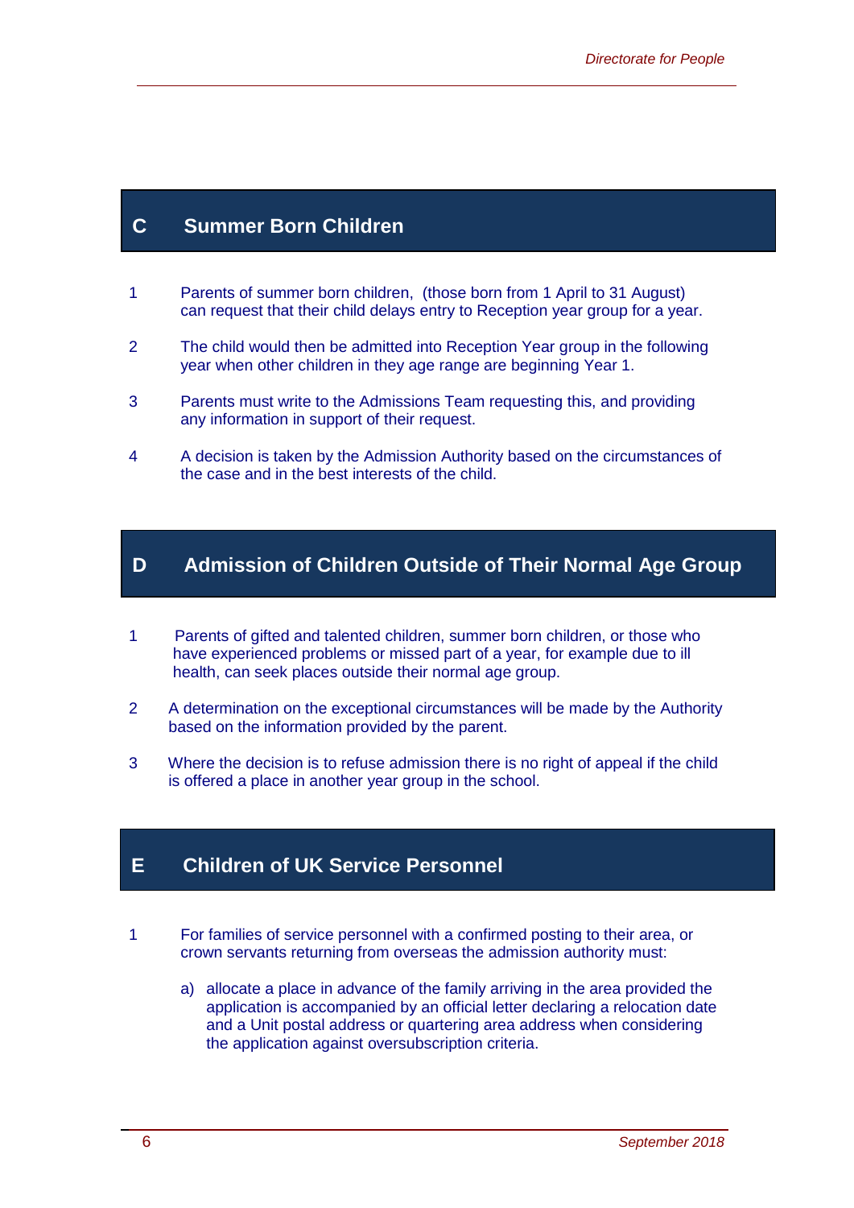## C Summer Born Children

1. Parents of summer born children, (those born from 1 April to 31 August) can request that their child delays entry to Reception year group for a year.

2. The child would then be admitted into Reception Year group in the following year when other children in they age range are beginning Year 1.

3. Parents must write to the Admissions Team requesting this, and providing any information in support of their request.

4. A decision is taken by the Admission Authority based on the circumstances of the case and in the best interests of the child.

## D Admission of Children Outside of Their Normal Age Group

1. Parents of gifted and talented children, summer born children, or those who have experienced problems or missed part of a year, for example due to ill health, can seek places outside their normal age group.

2. A determination on the exceptional circumstances will be made by the Authority based on the information provided by the parent.

3. Where the decision is to refuse admission there is no right of appeal if the child is offered a place in another year group in the school.

## E Children of UK Service Personnel

1. For families of service personnel with a confirmed posting to their area, or crown servants returning from overseas the admission authority must:

   a) allocate a place in advance of the family arriving in the area provided the application is accompanied by an official letter declaring a relocation date and a Unit postal address or quartering area address when considering the application against oversubscription criteria.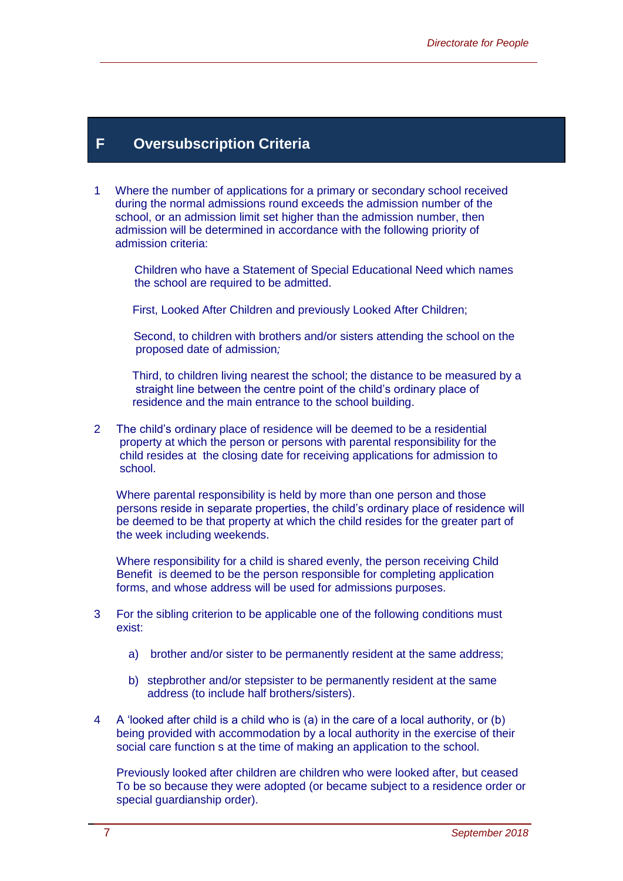## F Oversubscription Criteria

1. Where the number of applications for a primary or secondary school received during the normal admissions round exceeds the admission number of the school, or an admission limit set higher than the admission number, then admission will be determined in accordance with the following priority of admission criteria:

   Children who have a Statement of Special Educational Need which names the school are required to be admitted.

   First, Looked After Children and previously Looked After Children;

   Second, to children with brothers and/or sisters attending the school on the proposed date of admission*;*

   Third, to children living nearest the school; the distance to be measured by a straight line between the centre point of the child's ordinary place of residence and the main entrance to the school building.

2. The child's ordinary place of residence will be deemed to be a residential property at which the person or persons with parental responsibility for the child resides at the closing date for receiving applications for admission to school.

   Where parental responsibility is held by more than one person and those persons reside in separate properties, the child's ordinary place of residence will be deemed to be that property at which the child resides for the greater part of the week including weekends.

   Where responsibility for a child is shared evenly, the person receiving Child Benefit is deemed to be the person responsible for completing application forms, and whose address will be used for admissions purposes.

3. For the sibling criterion to be applicable one of the following conditions must exist:

   a) brother and/or sister to be permanently resident at the same address;

   b) stepbrother and/or stepsister to be permanently resident at the same address (to include half brothers/sisters).

4. A 'looked after child is a child who is (a) in the care of a local authority, or (b) being provided with accommodation by a local authority in the exercise of their social care function s at the time of making an application to the school.

   Previously looked after children are children who were looked after, but ceased To be so because they were adopted (or became subject to a residence order or special guardianship order).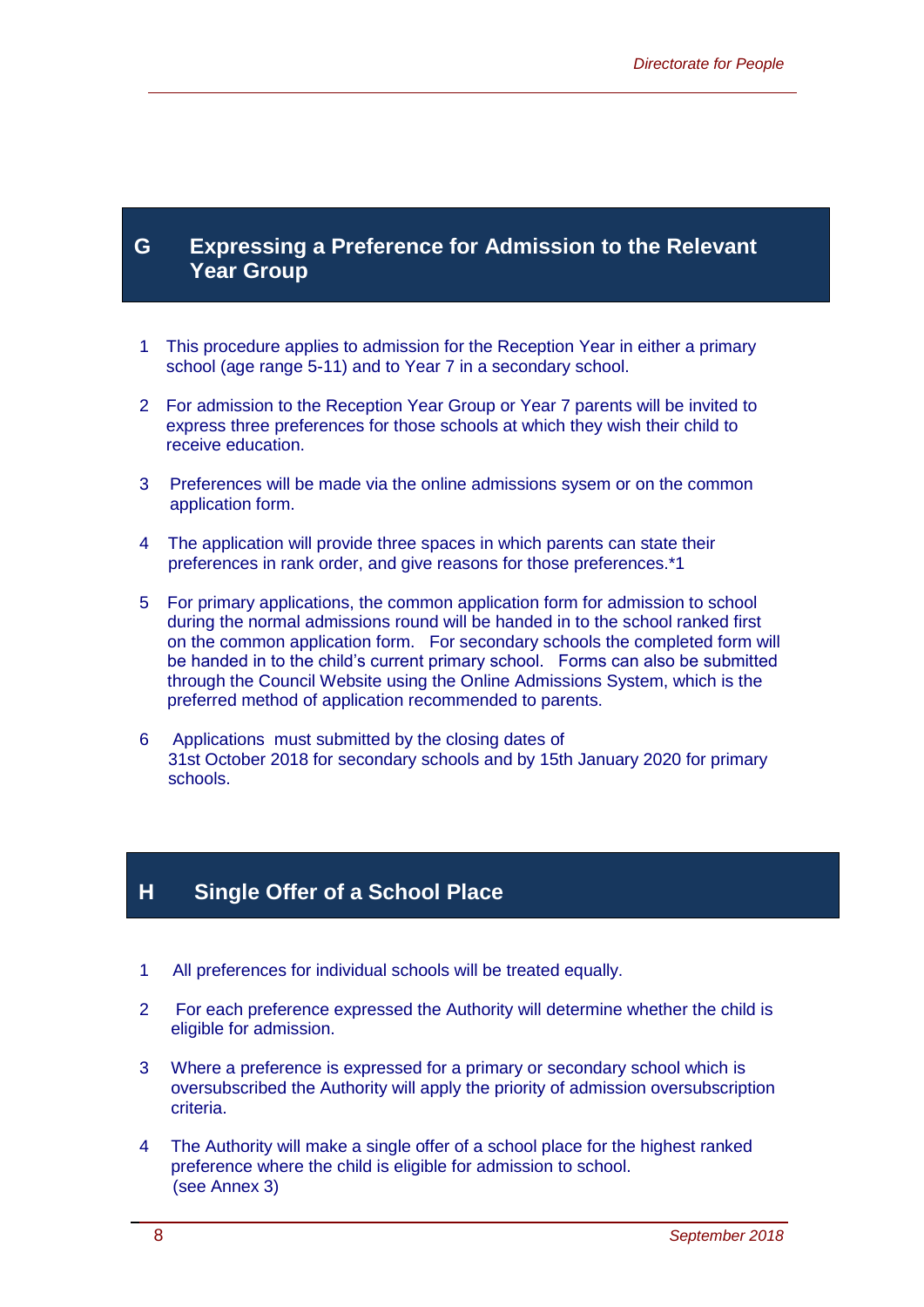## G Expressing a Preference for Admission to the Relevant Year Group

1. This procedure applies to admission for the Reception Year in either a primary school (age range 5-11) and to Year 7 in a secondary school.

2. For admission to the Reception Year Group or Year 7 parents will be invited to express three preferences for those schools at which they wish their child to receive education.

3. Preferences will be made via the online admissions sysem or on the common application form.

4. The application will provide three spaces in which parents can state their preferences in rank order, and give reasons for those preferences.*1

5. For primary applications, the common application form for admission to school during the normal admissions round will be handed in to the school ranked first on the common application form. For secondary schools the completed form will be handed in to the child's current primary school. Forms can also be submitted through the Council Website using the Online Admissions System, which is the preferred method of application recommended to parents.

6. Applications must submitted by the closing dates of 31st October 2018 for secondary schools and by 15th January 2020 for primary schools.

## H Single Offer of a School Place

1. All preferences for individual schools will be treated equally.

2. For each preference expressed the Authority will determine whether the child is eligible for admission.

3. Where a preference is expressed for a primary or secondary school which is oversubscribed the Authority will apply the priority of admission oversubscription criteria.

4. The Authority will make a single offer of a school place for the highest ranked preference where the child is eligible for admission to school. (see Annex 3)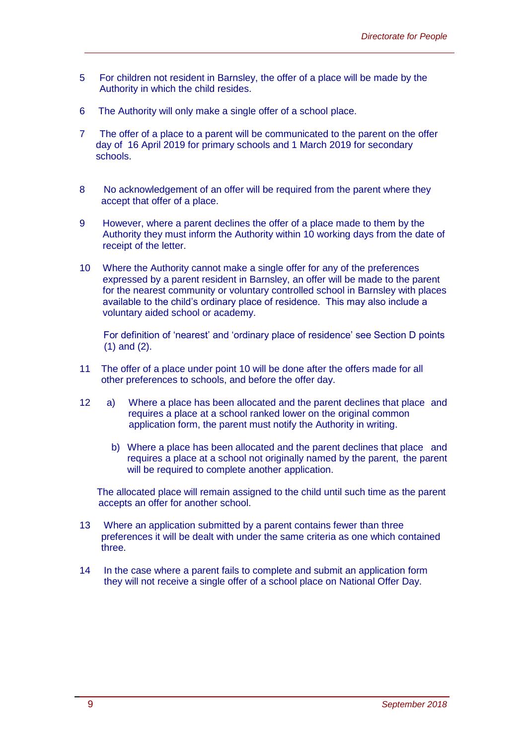5 For children not resident in Barnsley, the offer of a place will be made by the Authority in which the child resides.

6 The Authority will only make a single offer of a school place.

7 The offer of a place to a parent will be communicated to the parent on the offer day of 16 April 2019 for primary schools and 1 March 2019 for secondary schools.

8 No acknowledgement of an offer will be required from the parent where they accept that offer of a place.

9 However, where a parent declines the offer of a place made to them by the Authority they must inform the Authority within 10 working days from the date of receipt of the letter.

10 Where the Authority cannot make a single offer for any of the preferences expressed by a parent resident in Barnsley, an offer will be made to the parent for the nearest community or voluntary controlled school in Barnsley with places available to the child's ordinary place of residence. This may also include a voluntary aided school or academy.

For definition of 'nearest' and 'ordinary place of residence' see Section D points (1) and (2).

11 The offer of a place under point 10 will be done after the offers made for all other preferences to schools, and before the offer day.

12 a) Where a place has been allocated and the parent declines that place and requires a place at a school ranked lower on the original common application form, the parent must notify the Authority in writing.

b) Where a place has been allocated and the parent declines that place and requires a place at a school not originally named by the parent, the parent will be required to complete another application.

The allocated place will remain assigned to the child until such time as the parent accepts an offer for another school.

13 Where an application submitted by a parent contains fewer than three preferences it will be dealt with under the same criteria as one which contained three.

14 In the case where a parent fails to complete and submit an application form they will not receive a single offer of a school place on National Offer Day.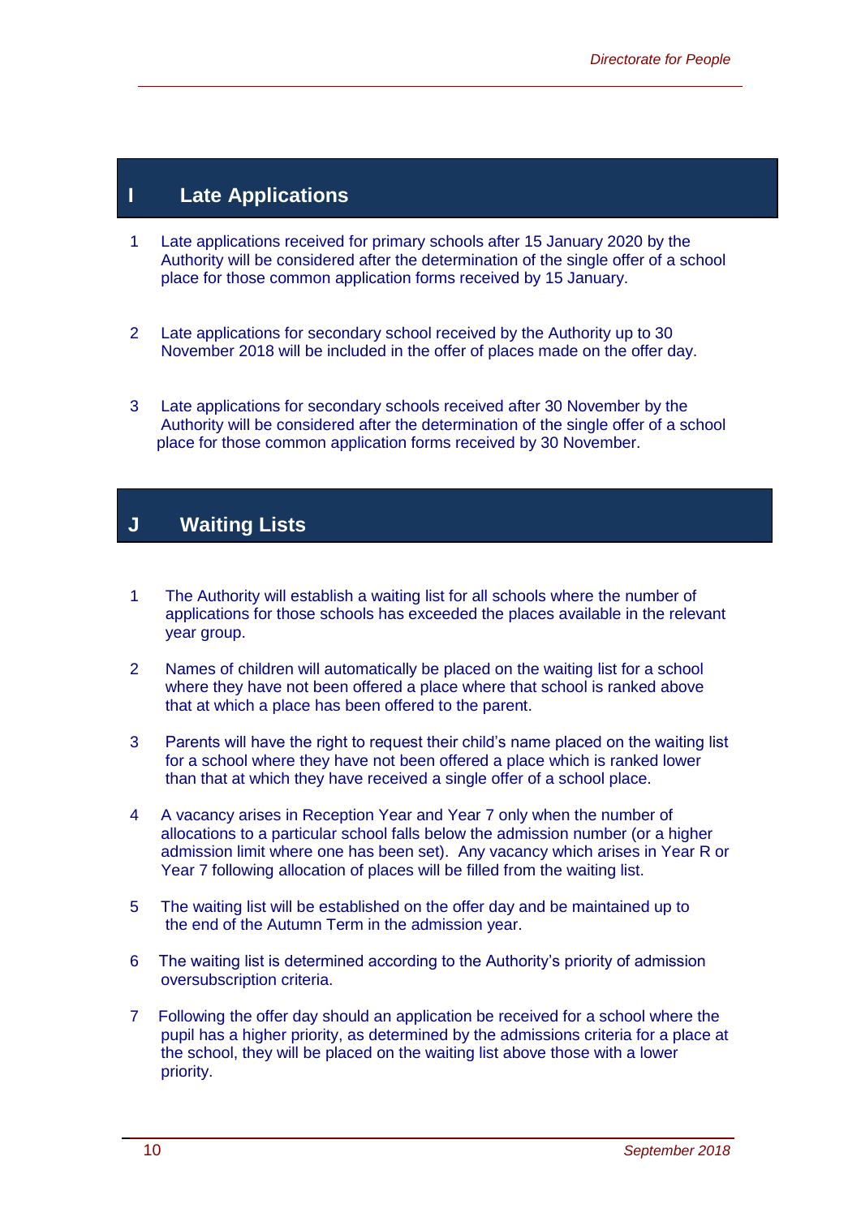## I Late Applications

1. Late applications received for primary schools after 15 January 2020 by the Authority will be considered after the determination of the single offer of a school place for those common application forms received by 15 January.

2. Late applications for secondary school received by the Authority up to 30 November 2018 will be included in the offer of places made on the offer day.

3. Late applications for secondary schools received after 30 November by the Authority will be considered after the determination of the single offer of a school place for those common application forms received by 30 November.

## J Waiting Lists

1. The Authority will establish a waiting list for all schools where the number of applications for those schools has exceeded the places available in the relevant year group.

2. Names of children will automatically be placed on the waiting list for a school where they have not been offered a place where that school is ranked above that at which a place has been offered to the parent.

3. Parents will have the right to request their child's name placed on the waiting list for a school where they have not been offered a place which is ranked lower than that at which they have received a single offer of a school place.

4. A vacancy arises in Reception Year and Year 7 only when the number of allocations to a particular school falls below the admission number (or a higher admission limit where one has been set). Any vacancy which arises in Year R or Year 7 following allocation of places will be filled from the waiting list.

5. The waiting list will be established on the offer day and be maintained up to the end of the Autumn Term in the admission year.

6. The waiting list is determined according to the Authority's priority of admission oversubscription criteria.

7. Following the offer day should an application be received for a school where the pupil has a higher priority, as determined by the admissions criteria for a place at the school, they will be placed on the waiting list above those with a lower priority.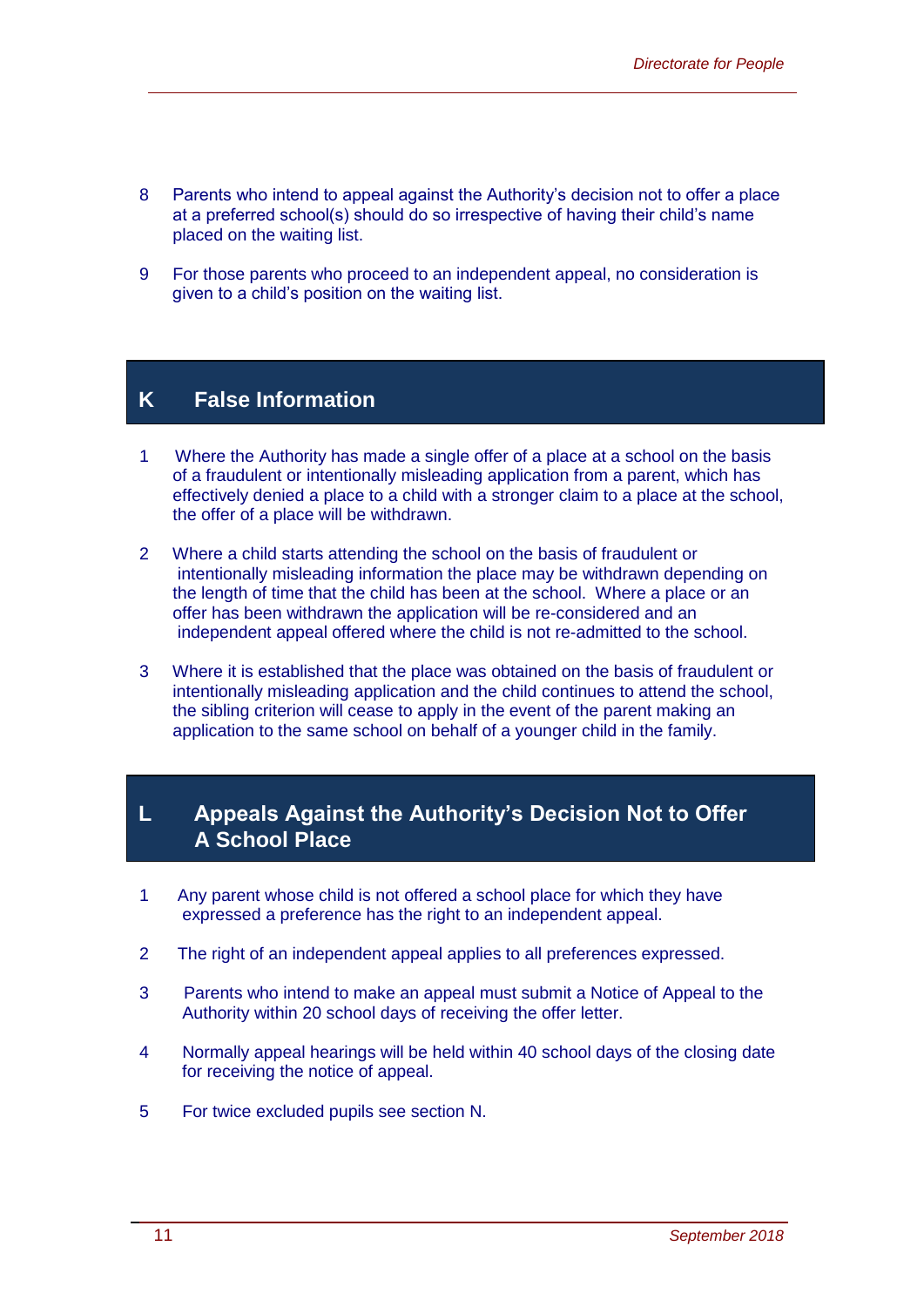8 Parents who intend to appeal against the Authority's decision not to offer a place at a preferred school(s) should do so irrespective of having their child's name placed on the waiting list.

9 For those parents who proceed to an independent appeal, no consideration is given to a child's position on the waiting list.

## K False Information

1 Where the Authority has made a single offer of a place at a school on the basis of a fraudulent or intentionally misleading application from a parent, which has effectively denied a place to a child with a stronger claim to a place at the school, the offer of a place will be withdrawn.

2 Where a child starts attending the school on the basis of fraudulent or intentionally misleading information the place may be withdrawn depending on the length of time that the child has been at the school. Where a place or an offer has been withdrawn the application will be re-considered and an independent appeal offered where the child is not re-admitted to the school.

3 Where it is established that the place was obtained on the basis of fraudulent or intentionally misleading application and the child continues to attend the school, the sibling criterion will cease to apply in the event of the parent making an application to the same school on behalf of a younger child in the family.

## L Appeals Against the Authority's Decision Not to Offer A School Place

1 Any parent whose child is not offered a school place for which they have expressed a preference has the right to an independent appeal.

2 The right of an independent appeal applies to all preferences expressed.

3 Parents who intend to make an appeal must submit a Notice of Appeal to the Authority within 20 school days of receiving the offer letter.

4 Normally appeal hearings will be held within 40 school days of the closing date for receiving the notice of appeal.

5 For twice excluded pupils see section N.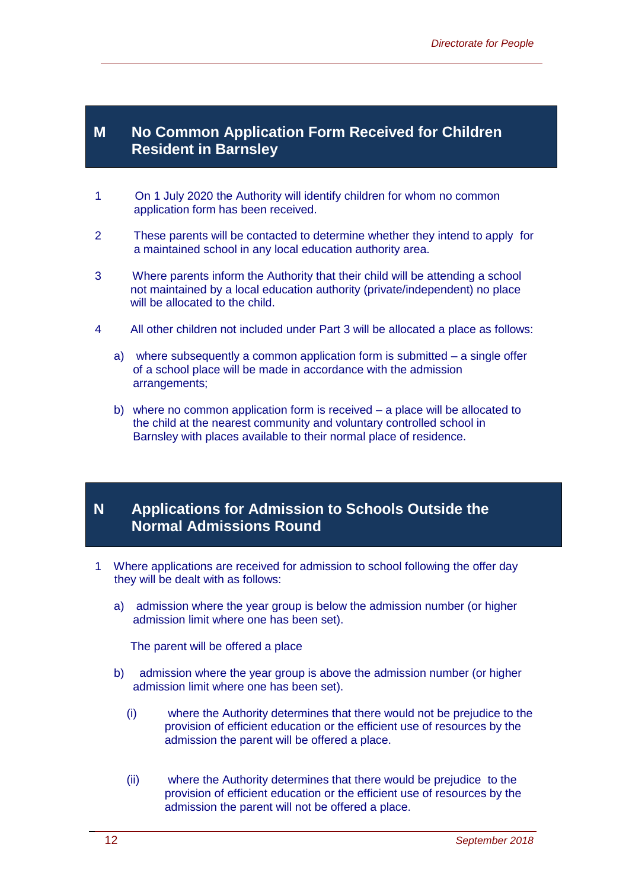## M No Common Application Form Received for Children Resident in Barnsley

1. On 1 July 2020 the Authority will identify children for whom no common application form has been received.

2. These parents will be contacted to determine whether they intend to apply for a maintained school in any local education authority area.

3. Where parents inform the Authority that their child will be attending a school not maintained by a local education authority (private/independent) no place will be allocated to the child.

4. All other children not included under Part 3 will be allocated a place as follows:

   a) where subsequently a common application form is submitted – a single offer of a school place will be made in accordance with the admission arrangements;

   b) where no common application form is received – a place will be allocated to the child at the nearest community and voluntary controlled school in Barnsley with places available to their normal place of residence.

## N Applications for Admission to Schools Outside the Normal Admissions Round

1. Where applications are received for admission to school following the offer day they will be dealt with as follows:

   a) admission where the year group is below the admission number (or higher admission limit where one has been set).

      The parent will be offered a place

   b) admission where the year group is above the admission number (or higher admission limit where one has been set).

      (i) where the Authority determines that there would not be prejudice to the provision of efficient education or the efficient use of resources by the admission the parent will be offered a place.

      (ii) where the Authority determines that there would be prejudice to the provision of efficient education or the efficient use of resources by the admission the parent will not be offered a place.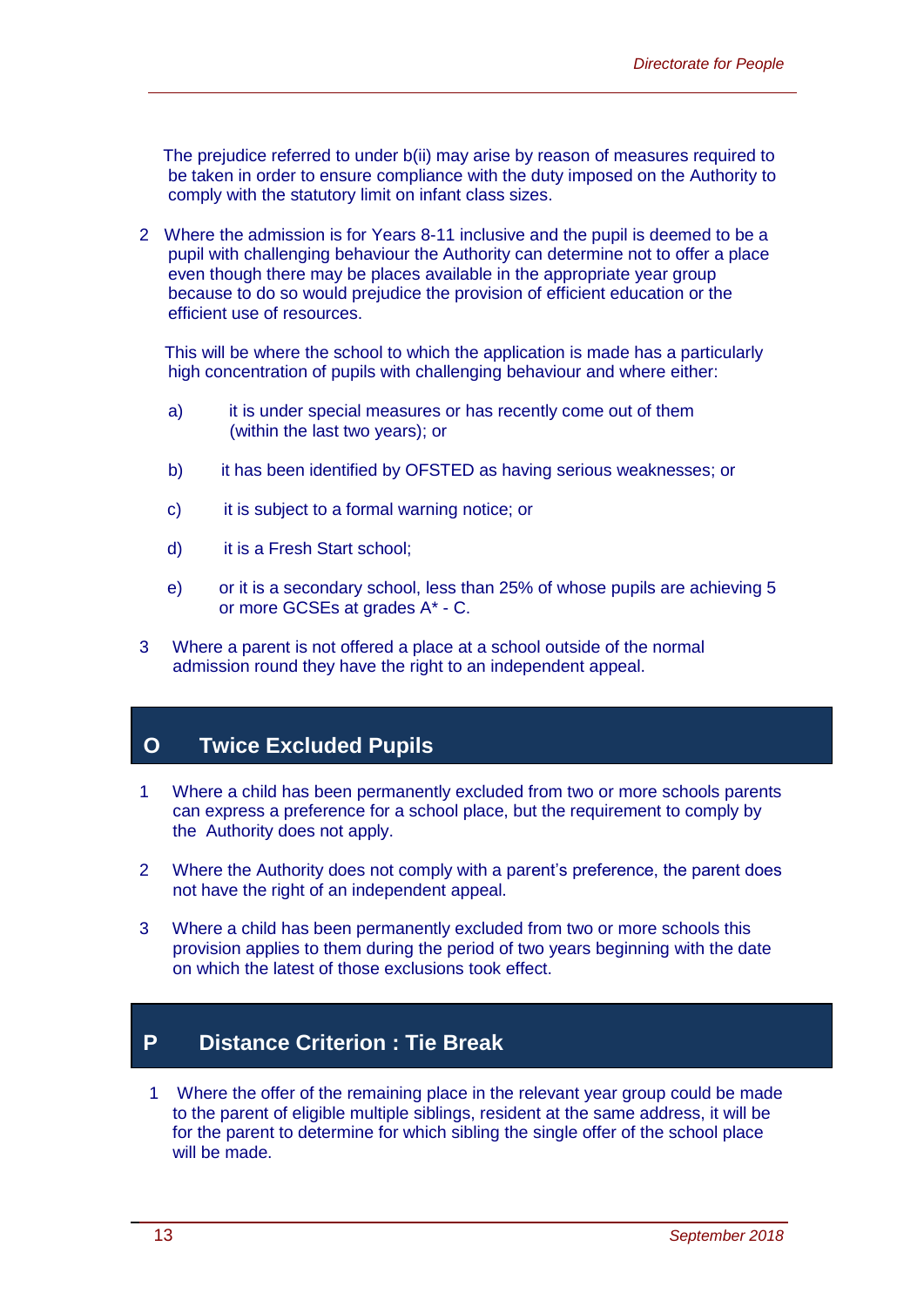The prejudice referred to under b(ii) may arise by reason of measures required to be taken in order to ensure compliance with the duty imposed on the Authority to comply with the statutory limit on infant class sizes.

2 Where the admission is for Years 8-11 inclusive and the pupil is deemed to be a pupil with challenging behaviour the Authority can determine not to offer a place even though there may be places available in the appropriate year group because to do so would prejudice the provision of efficient education or the efficient use of resources.

   This will be where the school to which the application is made has a particularly high concentration of pupils with challenging behaviour and where either:

   a) it is under special measures or has recently come out of them (within the last two years); or

   b) it has been identified by OFSTED as having serious weaknesses; or

   c) it is subject to a formal warning notice; or

   d) it is a Fresh Start school;

   e) or it is a secondary school, less than 25% of whose pupils are achieving 5 or more GCSEs at grades A* - C.

3 Where a parent is not offered a place at a school outside of the normal admission round they have the right to an independent appeal.

## O Twice Excluded Pupils

1 Where a child has been permanently excluded from two or more schools parents can express a preference for a school place, but the requirement to comply by the Authority does not apply.

2 Where the Authority does not comply with a parent's preference, the parent does not have the right of an independent appeal.

3 Where a child has been permanently excluded from two or more schools this provision applies to them during the period of two years beginning with the date on which the latest of those exclusions took effect.

## P Distance Criterion : Tie Break

1 Where the offer of the remaining place in the relevant year group could be made to the parent of eligible multiple siblings, resident at the same address, it will be for the parent to determine for which sibling the single offer of the school place will be made.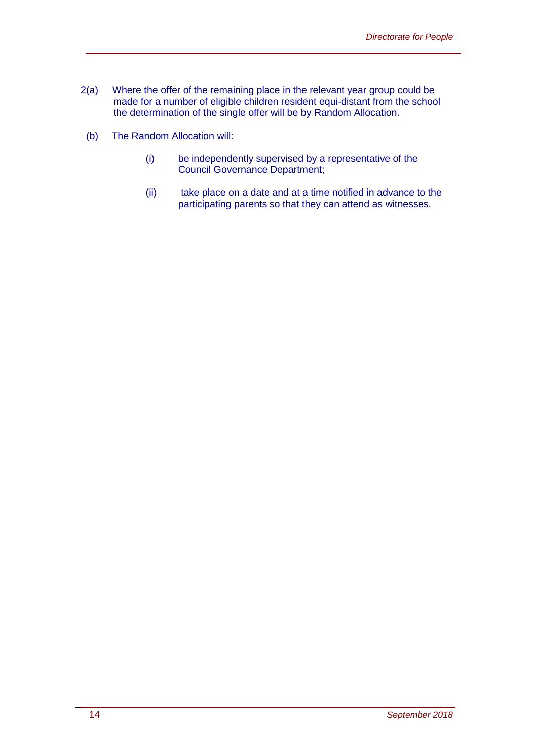2(a) Where the offer of the remaining place in the relevant year group could be made for a number of eligible children resident equi-distant from the school the determination of the single offer will be by Random Allocation.

(b) The Random Allocation will:

- (i) be independently supervised by a representative of the Council Governance Department;
- (ii) take place on a date and at a time notified in advance to the participating parents so that they can attend as witnesses.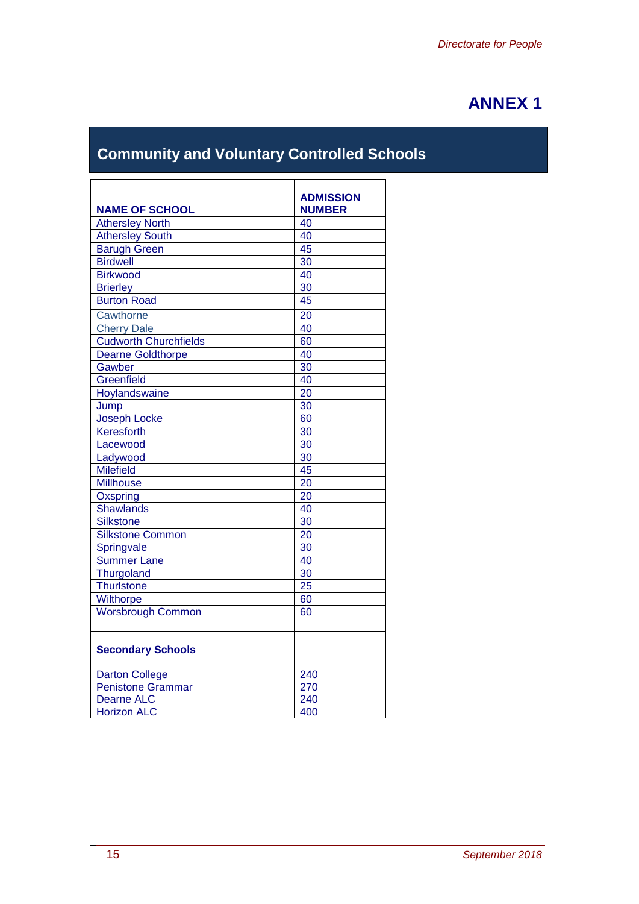# ANNEX 1

## Community and Voluntary Controlled Schools

| NAME OF SCHOOL | ADMISSION NUMBER |
|---|---|
| Athersley North | 40 |
| Athersley South | 40 |
| Barugh Green | 45 |
| Birdwell | 30 |
| Birkwood | 40 |
| Brierley | 30 |
| Burton Road | 45 |
| Cawthorne | 20 |
| Cherry Dale | 40 |
| Cudworth Churchfields | 60 |
| Dearne Goldthorpe | 40 |
| Gawber | 30 |
| Greenfield | 40 |
| Hoylandswaine | 20 |
| Jump | 30 |
| Joseph Locke | 60 |
| Keresforth | 30 |
| Lacewood | 30 |
| Ladywood | 30 |
| Milefield | 45 |
| Millhouse | 20 |
| Oxspring | 20 |
| Shawlands | 40 |
| Silkstone | 30 |
| Silkstone Common | 20 |
| Springvale | 30 |
| Summer Lane | 40 |
| Thurgoland | 30 |
| Thurlstone | 25 |
| Wilthorpe | 60 |
| Worsbrough Common | 60 |
| | |
| **Secondary Schools** | |
| Darton College | 240 |
| Penistone Grammar | 270 |
| Dearne ALC | 240 |
| Horizon ALC | 400 |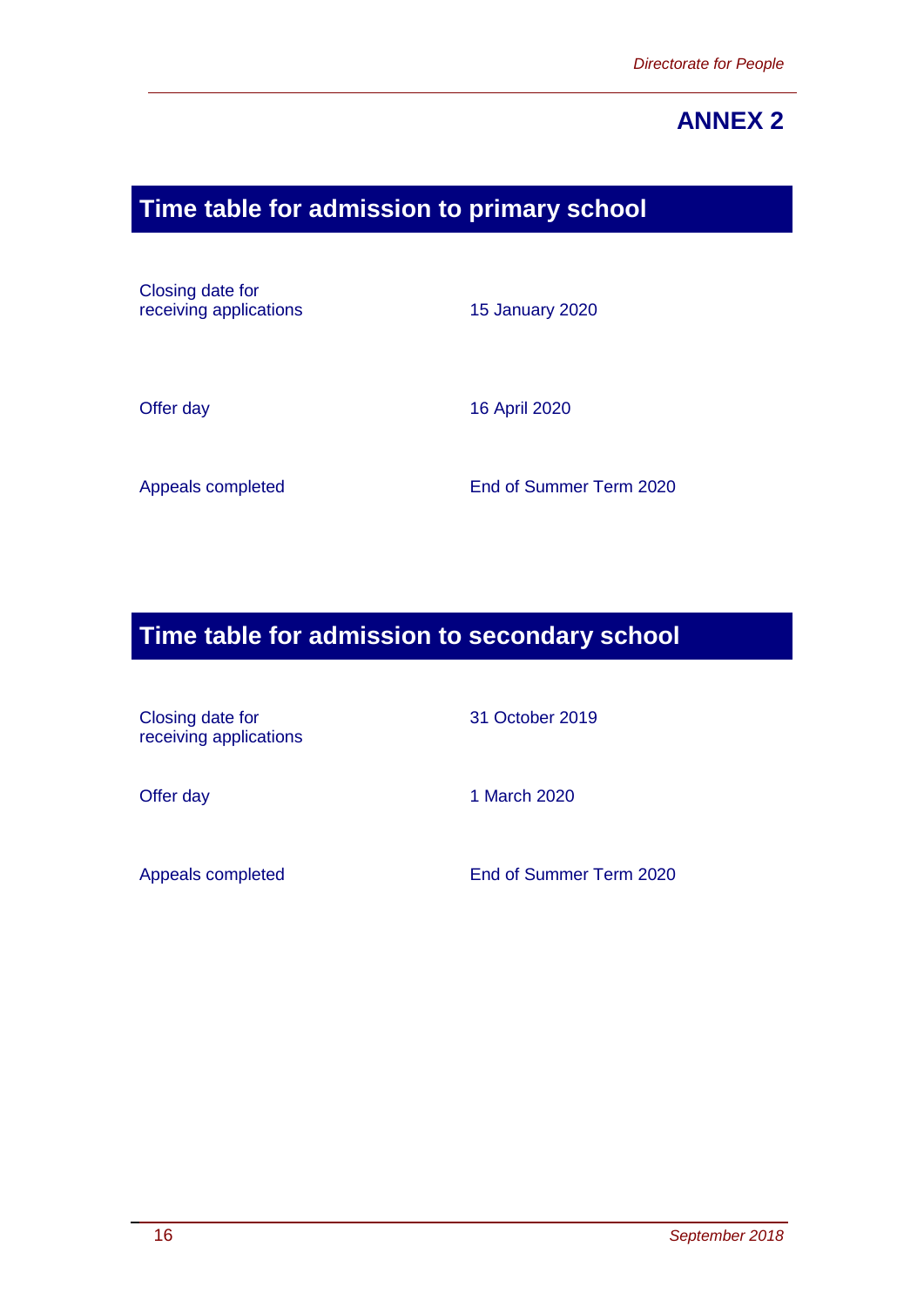# ANNEX 2

## Time table for admission to primary school

| | |
|---|---|
| Closing date for receiving applications | 15 January 2020 |
| Offer day | 16 April 2020 |
| Appeals completed | End of Summer Term 2020 |

## Time table for admission to secondary school

| | |
|---|---|
| Closing date for receiving applications | 31 October 2019 |
| Offer day | 1 March 2020 |
| Appeals completed | End of Summer Term 2020 |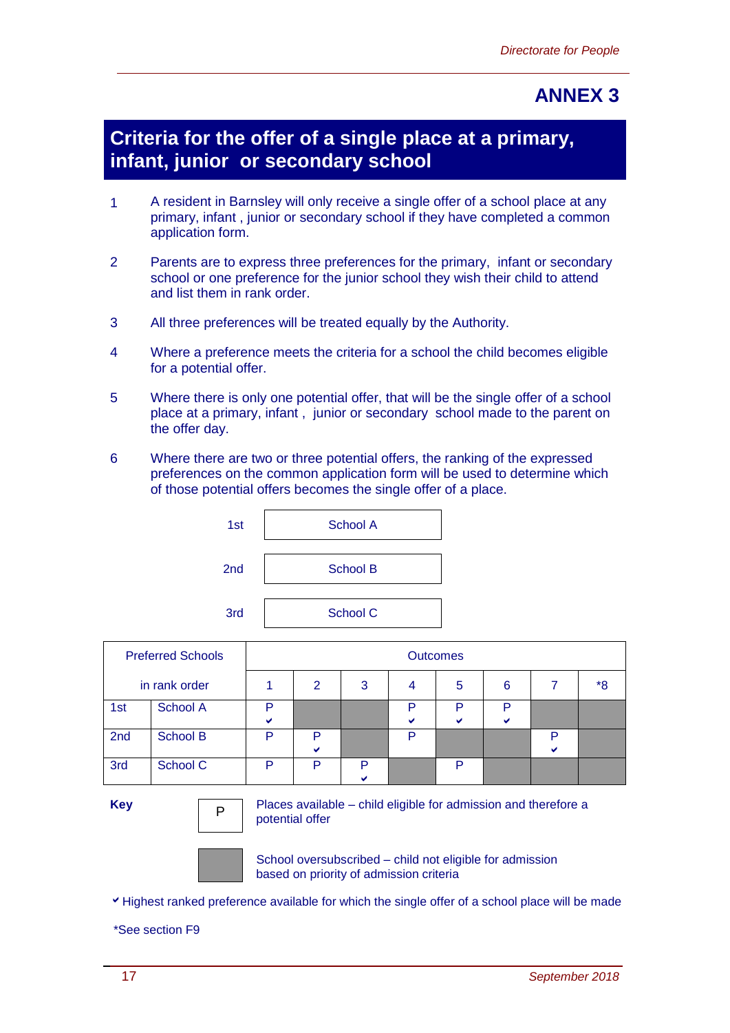# ANNEX 3

## Criteria for the offer of a single place at a primary, infant, junior or secondary school

1. A resident in Barnsley will only receive a single offer of a school place at any primary, infant , junior or secondary school if they have completed a common application form.

2. Parents are to express three preferences for the primary, infant or secondary school or one preference for the junior school they wish their child to attend and list them in rank order.

3. All three preferences will be treated equally by the Authority.

4. Where a preference meets the criteria for a school the child becomes eligible for a potential offer.

5. Where there is only one potential offer, that will be the single offer of a school place at a primary, infant , junior or secondary school made to the parent on the offer day.

6. Where there are two or three potential offers, the ranking of the expressed preferences on the common application form will be used to determine which of those potential offers becomes the single offer of a place.

| | |
|---|---|
| 1st | School A |
| 2nd | School B |
| 3rd | School C |

| Preferred Schools in rank order | | Outcomes 1 | 2 | 3 | 4 | 5 | 6 | 7 | *8 |
|---|---|---|---|---|---|---|---|---|---|
| 1st | School A | P ✔ | | | P ✔ | P ✔ | P ✔ | | |
| 2nd | School B | P | P ✔ | | P | | | P ✔ | |
| 3rd | School C | P | P | P ✔ | | P | | | |

**Key**

P – Places available – child eligible for admission and therefore a potential offer

(Shaded) – School oversubscribed – child not eligible for admission based on priority of admission criteria

✔ Highest ranked preference available for which the single offer of a school place will be made

*See section F9